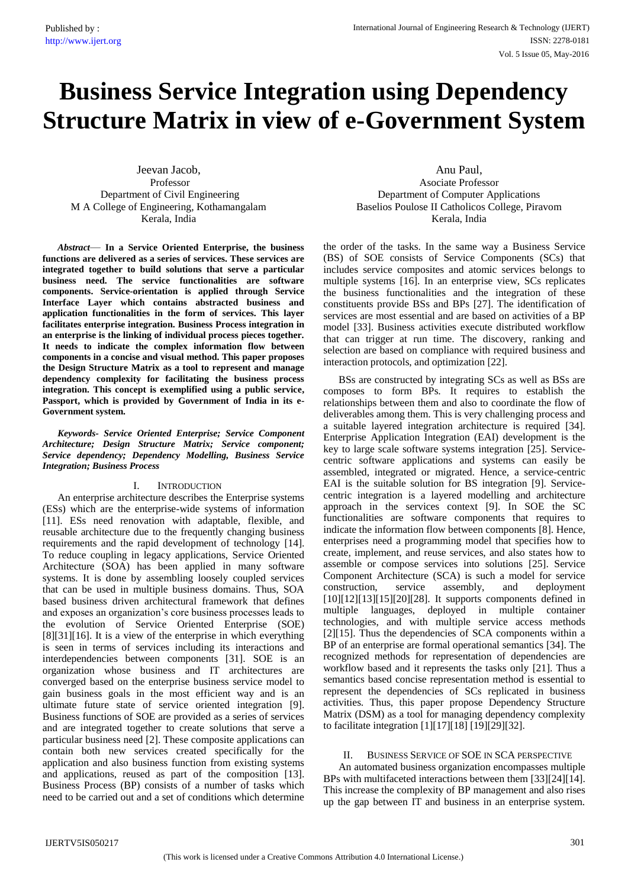# Business Service Integration using Dependency Structure Matrix in view of e-Government System

Jeevan Jacob,
Professor
Department of Civil Engineering
M A College of Engineering, Kothamangalam
Kerala, India

Anu Paul,
Asociate Professor
Department of Computer Applications
Baselios Poulose II Catholicos College, Piravom
Kerala, India

***Abstract*— In a Service Oriented Enterprise, the business functions are delivered as a series of services. These services are integrated together to build solutions that serve a particular business need. The service functionalities are software components. Service-orientation is applied through Service Interface Layer which contains abstracted business and application functionalities in the form of services. This layer facilitates enterprise integration. Business Process integration in an enterprise is the linking of individual process pieces together. It needs to indicate the complex information flow between components in a concise and visual method. This paper proposes the Design Structure Matrix as a tool to represent and manage dependency complexity for facilitating the business process integration. This concept is exemplified using a public service, Passport, which is provided by Government of India in its e-Government system.**

***Keywords- Service Oriented Enterprise; Service Component Architecture; Design Structure Matrix; Service component; Service dependency; Dependency Modelling, Business Service Integration; Business Process***

## I. INTRODUCTION

An enterprise architecture describes the Enterprise systems (ESs) which are the enterprise-wide systems of information [11]. ESs need renovation with adaptable, flexible, and reusable architecture due to the frequently changing business requirements and the rapid development of technology [14]. To reduce coupling in legacy applications, Service Oriented Architecture (SOA) has been applied in many software systems. It is done by assembling loosely coupled services that can be used in multiple business domains. Thus, SOA based business driven architectural framework that defines and exposes an organization's core business processes leads to the evolution of Service Oriented Enterprise (SOE) [8][31][16]. It is a view of the enterprise in which everything is seen in terms of services including its interactions and interdependencies between components [31]. SOE is an organization whose business and IT architectures are converged based on the enterprise business service model to gain business goals in the most efficient way and is an ultimate future state of service oriented integration [9]. Business functions of SOE are provided as a series of services and are integrated together to create solutions that serve a particular business need [2]. These composite applications can contain both new services created specifically for the application and also business function from existing systems and applications, reused as part of the composition [13]. Business Process (BP) consists of a number of tasks which need to be carried out and a set of conditions which determine the order of the tasks. In the same way a Business Service (BS) of SOE consists of Service Components (SCs) that includes service composites and atomic services belongs to multiple systems [16]. In an enterprise view, SCs replicates the business functionalities and the integration of these constituents provide BSs and BPs [27]. The identification of services are most essential and are based on activities of a BP model [33]. Business activities execute distributed workflow that can trigger at run time. The discovery, ranking and selection are based on compliance with required business and interaction protocols, and optimization [22].

BSs are constructed by integrating SCs as well as BSs are composes to form BPs. It requires to establish the relationships between them and also to coordinate the flow of deliverables among them. This is very challenging process and a suitable layered integration architecture is required [34]. Enterprise Application Integration (EAI) development is the key to large scale software systems integration [25]. Service-centric software applications and systems can easily be assembled, integrated or migrated. Hence, a service-centric EAI is the suitable solution for BS integration [9]. Service-centric integration is a layered modelling and architecture approach in the services context [9]. In SOE the SC functionalities are software components that requires to indicate the information flow between components [8]. Hence, enterprises need a programming model that specifies how to create, implement, and reuse services, and also states how to assemble or compose services into solutions [25]. Service Component Architecture (SCA) is such a model for service construction, service assembly, and deployment [10][12][13][15][20][28]. It supports components defined in multiple languages, deployed in multiple container technologies, and with multiple service access methods [2][15]. Thus the dependencies of SCA components within a BP of an enterprise are formal operational semantics [34]. The recognized methods for representation of dependencies are workflow based and it represents the tasks only [21]. Thus a semantics based concise representation method is essential to represent the dependencies of SCs replicated in business activities. Thus, this paper propose Dependency Structure Matrix (DSM) as a tool for managing dependency complexity to facilitate integration [1][17][18] [19][29][32].

## II. BUSINESS SERVICE OF SOE IN SCA PERSPECTIVE

An automated business organization encompasses multiple BPs with multifaceted interactions between them [33][24][14]. This increase the complexity of BP management and also rises up the gap between IT and business in an enterprise system.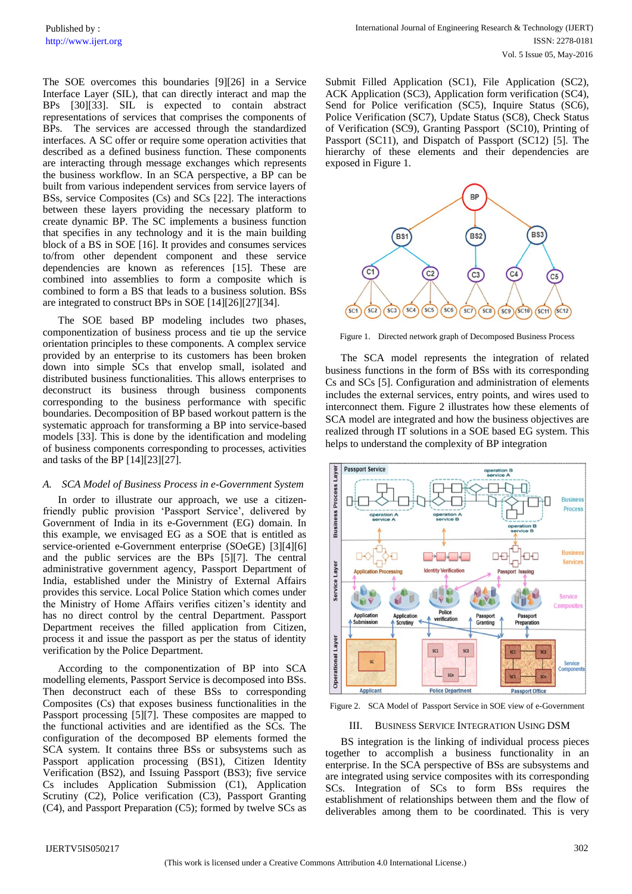The SOE overcomes this boundaries [9][26] in a Service Interface Layer (SIL), that can directly interact and map the BPs [30][33]. SIL is expected to contain abstract representations of services that comprises the components of BPs. The services are accessed through the standardized interfaces. A SC offer or require some operation activities that described as a defined business function. These components are interacting through message exchanges which represents the business workflow. In an SCA perspective, a BP can be built from various independent services from service layers of BSs, service Composites (Cs) and SCs [22]. The interactions between these layers providing the necessary platform to create dynamic BP. The SC implements a business function that specifies in any technology and it is the main building block of a BS in SOE [16]. It provides and consumes services to/from other dependent component and these service dependencies are known as references [15]. These are combined into assemblies to form a composite which is combined to form a BS that leads to a business solution. BSs are integrated to construct BPs in SOE [14][26][27][34].

The SOE based BP modeling includes two phases, componentization of business process and tie up the service orientation principles to these components. A complex service provided by an enterprise to its customers has been broken down into simple SCs that envelop small, isolated and distributed business functionalities. This allows enterprises to deconstruct its business through business components corresponding to the business performance with specific boundaries. Decomposition of BP based workout pattern is the systematic approach for transforming a BP into service-based models [33]. This is done by the identification and modeling of business components corresponding to processes, activities and tasks of the BP [14][23][27].

### A. SCA Model of Business Process in e-Government System

In order to illustrate our approach, we use a citizen-friendly public provision 'Passport Service', delivered by Government of India in its e-Government (EG) domain. In this example, we envisaged EG as a SOE that is entitled as service-oriented e-Government enterprise (SOeGE) [3][4][6] and the public services are the BPs [5][7]. The central administrative government agency, Passport Department of India, established under the Ministry of External Affairs provides this service. Local Police Station which comes under the Ministry of Home Affairs verifies citizen's identity and has no direct control by the central Department. Passport Department receives the filled application from Citizen, process it and issue the passport as per the status of identity verification by the Police Department.

According to the componentization of BP into SCA modelling elements, Passport Service is decomposed into BSs. Then deconstruct each of these BSs to corresponding Composites (Cs) that exposes business functionalities in the Passport processing [5][7]. These composites are mapped to the functional activities and are identified as the SCs. The configuration of the decomposed BP elements formed the SCA system. It contains three BSs or subsystems such as Passport application processing (BS1), Citizen Identity Verification (BS2), and Issuing Passport (BS3); five service Cs includes Application Submission (C1), Application Scrutiny (C2), Police verification (C3), Passport Granting (C4), and Passport Preparation (C5); formed by twelve SCs as Submit Filled Application (SC1), File Application (SC2), ACK Application (SC3), Application form verification (SC4), Send for Police verification (SC5), Inquire Status (SC6), Police Verification (SC7), Update Status (SC8), Check Status of Verification (SC9), Granting Passport (SC10), Printing of Passport (SC11), and Dispatch of Passport (SC12) [5]. The hierarchy of these elements and their dependencies are exposed in Figure 1.

Figure 1. Directed network graph of Decomposed Business Process

The SCA model represents the integration of related business functions in the form of BSs with its corresponding Cs and SCs [5]. Configuration and administration of elements includes the external services, entry points, and wires used to interconnect them. Figure 2 illustrates how these elements of SCA model are integrated and how the business objectives are realized through IT solutions in a SOE based EG system. This helps to understand the complexity of BP integration

Figure 2. SCA Model of Passport Service in SOE view of e-Government

## III. Business Service Integration Using DSM

BS integration is the linking of individual process pieces together to accomplish a business functionality in an enterprise. In the SCA perspective of BSs are subsystems and are integrated using service composites with its corresponding SCs. Integration of SCs to form BSs requires the establishment of relationships between them and the flow of deliverables among them to be coordinated. This is very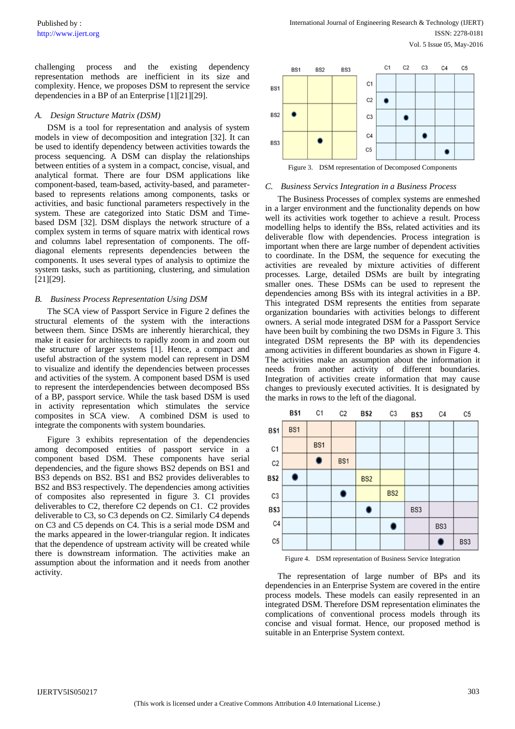challenging process and the existing dependency representation methods are inefficient in its size and complexity. Hence, we proposes DSM to represent the service dependencies in a BP of an Enterprise [1][21][29].

### *A. Design Structure Matrix (DSM)*

DSM is a tool for representation and analysis of system models in view of decomposition and integration [32]. It can be used to identify dependency between activities towards the process sequencing. A DSM can display the relationships between entities of a system in a compact, concise, visual, and analytical format. There are four DSM applications like component-based, team-based, activity-based, and parameter-based to represents relations among components, tasks or activities, and basic functional parameters respectively in the system. These are categorized into Static DSM and Time-based DSM [32]. DSM displays the network structure of a complex system in terms of square matrix with identical rows and columns label representation of components. The off-diagonal elements represents dependencies between the components. It uses several types of analysis to optimize the system tasks, such as partitioning, clustering, and simulation [21][29].

### *B. Business Process Representation Using DSM*

The SCA view of Passport Service in Figure 2 defines the structural elements of the system with the interactions between them. Since DSMs are inherently hierarchical, they make it easier for architects to rapidly zoom in and zoom out the structure of larger systems [1]. Hence, a compact and useful abstraction of the system model can represent in DSM to visualize and identify the dependencies between processes and activities of the system. A component based DSM is used to represent the interdependencies between decomposed BSs of a BP, passport service. While the task based DSM is used in activity representation which stimulates the service composites in SCA view. A combined DSM is used to integrate the components with system boundaries.

Figure 3 exhibits representation of the dependencies among decomposed entities of passport service in a component based DSM. These components have serial dependencies, and the figure shows BS2 depends on BS1 and BS3 depends on BS2. BS1 and BS2 provides deliverables to BS2 and BS3 respectively. The dependencies among activities of composites also represented in figure 3. C1 provides deliverables to C2, therefore C2 depends on C1. C2 provides deliverable to C3, so C3 depends on C2. Similarly C4 depends on C3 and C5 depends on C4. This is a serial mode DSM and the marks appeared in the lower-triangular region. It indicates that the dependence of upstream activity will be created while there is downstream information. The activities make an assumption about the information and it needs from another activity.

| | BS1 | BS2 | BS3 |
|---|---|---|---|
| BS1 | | | |
| BS2 | ● | | |
| BS3 | | ● | |

| | C1 | C2 | C3 | C4 | C5 |
|---|---|---|---|---|---|
| C1 | | | | | |
| C2 | ● | | | | |
| C3 | | ● | | | |
| C4 | | | ● | | |
| C5 | | | | ● | |

Figure 3. DSM representation of Decomposed Components

### *C. Business Servics Integration in a Business Process*

The Business Processes of complex systems are enmeshed in a larger environment and the functionality depends on how well its activities work together to achieve a result. Process modelling helps to identify the BSs, related activities and its deliverable flow with dependencies. Process integration is important when there are large number of dependent activities to coordinate. In the DSM, the sequence for executing the activities are revealed by mixture activities of different processes. Large, detailed DSMs are built by integrating smaller ones. These DSMs can be used to represent the dependencies among BSs with its integral activities in a BP. This integrated DSM represents the entities from separate organization boundaries with activities belongs to different owners. A serial mode integrated DSM for a Passport Service have been built by combining the two DSMs in Figure 3. This integrated DSM represents the BP with its dependencies among activities in different boundaries as shown in Figure 4. The activities make an assumption about the information it needs from another activity of different boundaries. Integration of activities create information that may cause changes to previously executed activities. It is designated by the marks in rows to the left of the diagonal.

| | BS1 | C1 | C2 | BS2 | C3 | BS3 | C4 | C5 |
|---|---|---|---|---|---|---|---|---|
| BS1 | BS1 | | | | | | | |
| C1 | | BS1 | | | | | | |
| C2 | | ● | BS1 | | | | | |
| BS2 | ● | | | BS2 | | | | |
| C3 | | | ● | | BS2 | | | |
| BS3 | | | | ● | | BS3 | | |
| C4 | | | | | ● | | BS3 | |
| C5 | | | | | | | ● | BS3 |

Figure 4. DSM representation of Business Service Integration

The representation of large number of BPs and its dependencies in an Enterprise System are covered in the entire process models. These models can easily represented in an integrated DSM. Therefore DSM representation eliminates the complications of conventional process models through its concise and visual format. Hence, our proposed method is suitable in an Enterprise System context.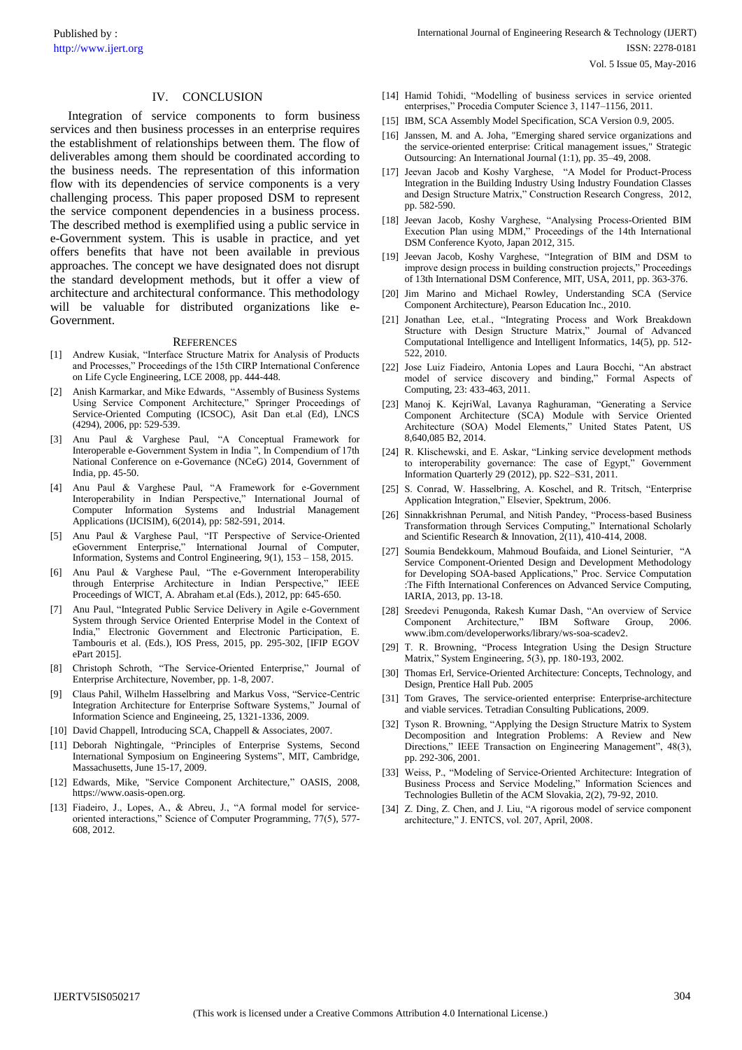## IV. CONCLUSION

Integration of service components to form business services and then business processes in an enterprise requires the establishment of relationships between them. The flow of deliverables among them should be coordinated according to the business needs. The representation of this information flow with its dependencies of service components is a very challenging process. This paper proposed DSM to represent the service component dependencies in a business process. The described method is exemplified using a public service in e-Government system. This is usable in practice, and yet offers benefits that have not been available in previous approaches. The concept we have designated does not disrupt the standard development methods, but it offer a view of architecture and architectural conformance. This methodology will be valuable for distributed organizations like e-Government.

## REFERENCES

[1] Andrew Kusiak, "Interface Structure Matrix for Analysis of Products and Processes," Proceedings of the 15th CIRP International Conference on Life Cycle Engineering, LCE 2008, pp. 444-448.

[2] Anish Karmarkar, and Mike Edwards, "Assembly of Business Systems Using Service Component Architecture," Springer Proceedings of Service-Oriented Computing (ICSOC), Asit Dan et.al (Ed), LNCS (4294), 2006, pp: 529-539.

[3] Anu Paul & Varghese Paul, "A Conceptual Framework for Interoperable e-Government System in India ", In Compendium of 17th National Conference on e-Governance (NCeG) 2014, Government of India, pp. 45-50.

[4] Anu Paul & Varghese Paul, "A Framework for e-Government Interoperability in Indian Perspective," International Journal of Computer Information Systems and Industrial Management Applications (IJCISIM), 6(2014), pp: 582-591, 2014.

[5] Anu Paul & Varghese Paul, "IT Perspective of Service-Oriented eGovernment Enterprise," International Journal of Computer, Information, Systems and Control Engineering, 9(1), 153 – 158, 2015.

[6] Anu Paul & Varghese Paul, "The e-Government Interoperability through Enterprise Architecture in Indian Perspective," IEEE Proceedings of WICT, A. Abraham et.al (Eds.), 2012, pp: 645-650.

[7] Anu Paul, "Integrated Public Service Delivery in Agile e-Government System through Service Oriented Enterprise Model in the Context of India," Electronic Government and Electronic Participation, E. Tambouris et al. (Eds.), IOS Press, 2015, pp. 295-302, [IFIP EGOV ePart 2015].

[8] Christoph Schroth, "The Service-Oriented Enterprise," Journal of Enterprise Architecture, November, pp. 1-8, 2007.

[9] Claus Pahil, Wilhelm Hasselbring and Markus Voss, "Service-Centric Integration Architecture for Enterprise Software Systems," Journal of Information Science and Engineeing, 25, 1321-1336, 2009.

[10] David Chappell, Introducing SCA, Chappell & Associates, 2007.

[11] Deborah Nightingale, "Principles of Enterprise Systems, Second International Symposium on Engineering Systems", MIT, Cambridge, Massachusetts, June 15-17, 2009.

[12] Edwards, Mike, "Service Component Architecture," OASIS, 2008, https://www.oasis-open.org.

[13] Fiadeiro, J., Lopes, A., & Abreu, J., "A formal model for service-oriented interactions," Science of Computer Programming, 77(5), 577-608, 2012.

[14] Hamid Tohidi, "Modelling of business services in service oriented enterprises," Procedia Computer Science 3, 1147–1156, 2011.

[15] IBM, SCA Assembly Model Specification, SCA Version 0.9, 2005.

[16] Janssen, M. and A. Joha, "Emerging shared service organizations and the service-oriented enterprise: Critical management issues," Strategic Outsourcing: An International Journal (1:1), pp. 35–49, 2008.

[17] Jeevan Jacob and Koshy Varghese, "A Model for Product-Process Integration in the Building Industry Using Industry Foundation Classes and Design Structure Matrix," Construction Research Congress, 2012, pp. 582-590.

[18] Jeevan Jacob, Koshy Varghese, "Analysing Process-Oriented BIM Execution Plan using MDM," Proceedings of the 14th International DSM Conference Kyoto, Japan 2012, 315.

[19] Jeevan Jacob, Koshy Varghese, "Integration of BIM and DSM to improve design process in building construction projects," Proceedings of 13th International DSM Conference, MIT, USA, 2011, pp. 363-376.

[20] Jim Marino and Michael Rowley, Understanding SCA (Service Component Architecture), Pearson Education Inc., 2010.

[21] Jonathan Lee, et.al., "Integrating Process and Work Breakdown Structure with Design Structure Matrix," Journal of Advanced Computational Intelligence and Intelligent Informatics, 14(5), pp. 512-522, 2010.

[22] Jose Luiz Fiadeiro, Antonia Lopes and Laura Bocchi, "An abstract model of service discovery and binding," Formal Aspects of Computing, 23: 433-463, 2011.

[23] Manoj K. KejriWal, Lavanya Raghuraman, "Generating a Service Component Architecture (SCA) Module with Service Oriented Architecture (SOA) Model Elements," United States Patent, US 8,640,085 B2, 2014.

[24] R. Klischewski, and E. Askar, "Linking service development methods to interoperability governance: The case of Egypt," Government Information Quarterly 29 (2012), pp. S22–S31, 2011.

[25] S. Conrad, W. Hasselbring, A. Koschel, and R. Tritsch, "Enterprise Application Integration," Elsevier, Spektrum, 2006.

[26] Sinnakkrishnan Perumal, and Nitish Pandey, "Process-based Business Transformation through Services Computing," International Scholarly and Scientific Research & Innovation, 2(11), 410-414, 2008.

[27] Soumia Bendekkoum, Mahmoud Boufaida, and Lionel Seinturier, "A Service Component-Oriented Design and Development Methodology for Developing SOA-based Applications," Proc. Service Computation :The Fifth International Conferences on Advanced Service Computing, IARIA, 2013, pp. 13-18.

[28] Sreedevi Penugonda, Rakesh Kumar Dash, "An overview of Service Component Architecture," IBM Software Group, 2006. www.ibm.com/developerworks/library/ws-soa-scadev2.

[29] T. R. Browning, "Process Integration Using the Design Structure Matrix," System Engineering, 5(3), pp. 180-193, 2002.

[30] Thomas Erl, Service-Oriented Architecture: Concepts, Technology, and Design, Prentice Hall Pub. 2005

[31] Tom Graves, The service-oriented enterprise: Enterprise-architecture and viable services. Tetradian Consulting Publications, 2009.

[32] Tyson R. Browning, "Applying the Design Structure Matrix to System Decomposition and Integration Problems: A Review and New Directions," IEEE Transaction on Engineering Management", 48(3), pp. 292-306, 2001.

[33] Weiss, P., "Modeling of Service-Oriented Architecture: Integration of Business Process and Service Modeling," Information Sciences and Technologies Bulletin of the ACM Slovakia, 2(2), 79-92, 2010.

[34] Z. Ding, Z. Chen, and J. Liu, "A rigorous model of service component architecture," J. ENTCS, vol. 207, April, 2008.